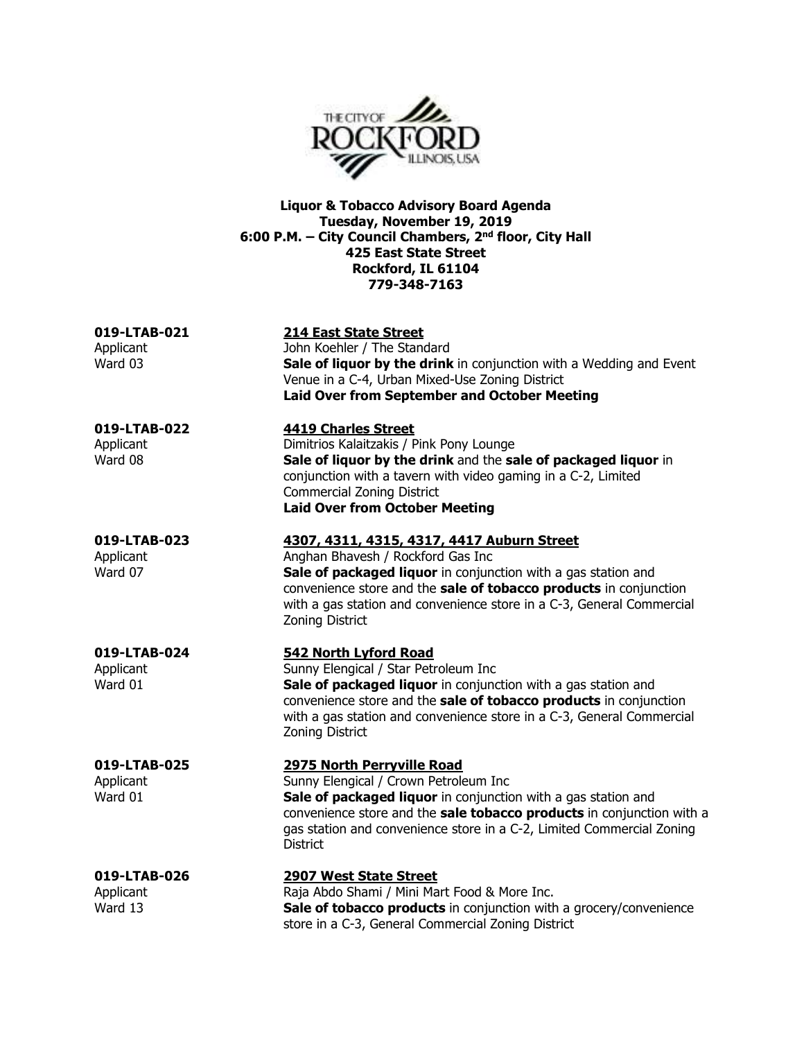**Liquor & Tobacco Advisory Board Agenda**
**Tuesday, November 19, 2019**
**6:00 P.M. – City Council Chambers, 2nd floor, City Hall**
**425 East State Street**
**Rockford, IL 61104**
**779-348-7163**

**019-LTAB-021**
Applicant
Ward 03

**214 East State Street**
John Koehler / The Standard
**Sale of liquor by the drink** in conjunction with a Wedding and Event Venue in a C-4, Urban Mixed-Use Zoning District
**Laid Over from September and October Meeting**

**019-LTAB-022**
Applicant
Ward 08

**4419 Charles Street**
Dimitrios Kalaitzakis / Pink Pony Lounge
**Sale of liquor by the drink** and the **sale of packaged liquor** in conjunction with a tavern with video gaming in a C-2, Limited Commercial Zoning District
**Laid Over from October Meeting**

**019-LTAB-023**
Applicant
Ward 07

**4307, 4311, 4315, 4317, 4417 Auburn Street**
Anghan Bhavesh / Rockford Gas Inc
**Sale of packaged liquor** in conjunction with a gas station and convenience store and the **sale of tobacco products** in conjunction with a gas station and convenience store in a C-3, General Commercial Zoning District

**019-LTAB-024**
Applicant
Ward 01

**542 North Lyford Road**
Sunny Elengical / Star Petroleum Inc
**Sale of packaged liquor** in conjunction with a gas station and convenience store and the **sale of tobacco products** in conjunction with a gas station and convenience store in a C-3, General Commercial Zoning District

**019-LTAB-025**
Applicant
Ward 01

**2975 North Perryville Road**
Sunny Elengical / Crown Petroleum Inc
**Sale of packaged liquor** in conjunction with a gas station and convenience store and the **sale tobacco products** in conjunction with a gas station and convenience store in a C-2, Limited Commercial Zoning District

**019-LTAB-026**
Applicant
Ward 13

**2907 West State Street**
Raja Abdo Shami / Mini Mart Food & More Inc.
**Sale of tobacco products** in conjunction with a grocery/convenience store in a C-3, General Commercial Zoning District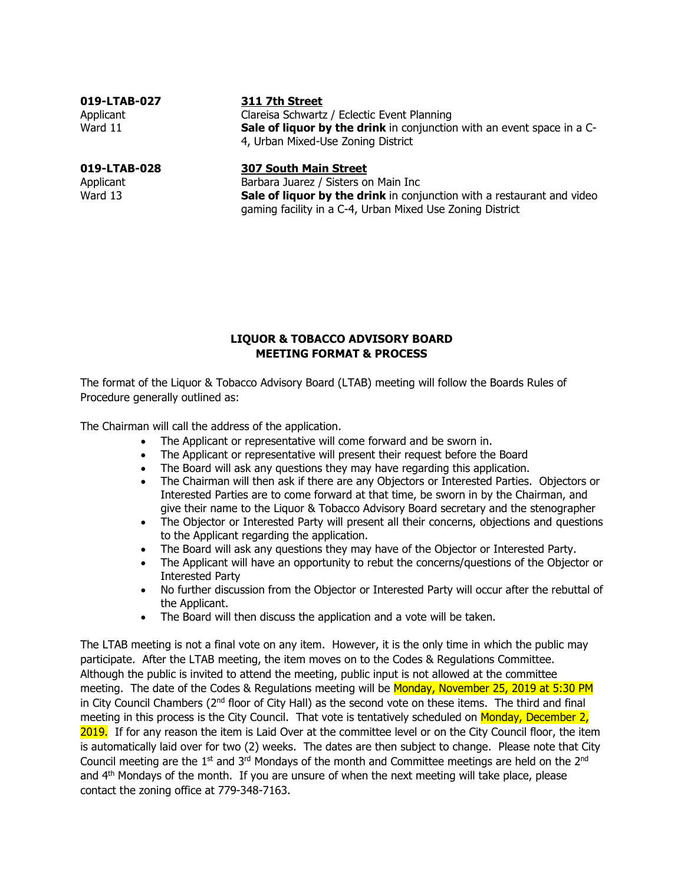**019-LTAB-027** — **311 7th Street**

Applicant: Clareisa Schwartz / Eclectic Event Planning

Ward 11: **Sale of liquor by the drink** in conjunction with an event space in a C-4, Urban Mixed-Use Zoning District

**019-LTAB-028** — **307 South Main Street**

Applicant: Barbara Juarez / Sisters on Main Inc

Ward 13: **Sale of liquor by the drink** in conjunction with a restaurant and video gaming facility in a C-4, Urban Mixed Use Zoning District

## LIQUOR & TOBACCO ADVISORY BOARD MEETING FORMAT & PROCESS

The format of the Liquor & Tobacco Advisory Board (LTAB) meeting will follow the Boards Rules of Procedure generally outlined as:

The Chairman will call the address of the application.

- The Applicant or representative will come forward and be sworn in.
- The Applicant or representative will present their request before the Board
- The Board will ask any questions they may have regarding this application.
- The Chairman will then ask if there are any Objectors or Interested Parties. Objectors or Interested Parties are to come forward at that time, be sworn in by the Chairman, and give their name to the Liquor & Tobacco Advisory Board secretary and the stenographer
- The Objector or Interested Party will present all their concerns, objections and questions to the Applicant regarding the application.
- The Board will ask any questions they may have of the Objector or Interested Party.
- The Applicant will have an opportunity to rebut the concerns/questions of the Objector or Interested Party
- No further discussion from the Objector or Interested Party will occur after the rebuttal of the Applicant.
- The Board will then discuss the application and a vote will be taken.

The LTAB meeting is not a final vote on any item. However, it is the only time in which the public may participate. After the LTAB meeting, the item moves on to the Codes & Regulations Committee. Although the public is invited to attend the meeting, public input is not allowed at the committee meeting. The date of the Codes & Regulations meeting will be Monday, November 25, 2019 at 5:30 PM in City Council Chambers (2nd floor of City Hall) as the second vote on these items. The third and final meeting in this process is the City Council. That vote is tentatively scheduled on Monday, December 2, 2019. If for any reason the item is Laid Over at the committee level or on the City Council floor, the item is automatically laid over for two (2) weeks. The dates are then subject to change. Please note that City Council meeting are the 1st and 3rd Mondays of the month and Committee meetings are held on the 2nd and 4th Mondays of the month. If you are unsure of when the next meeting will take place, please contact the zoning office at 779-348-7163.